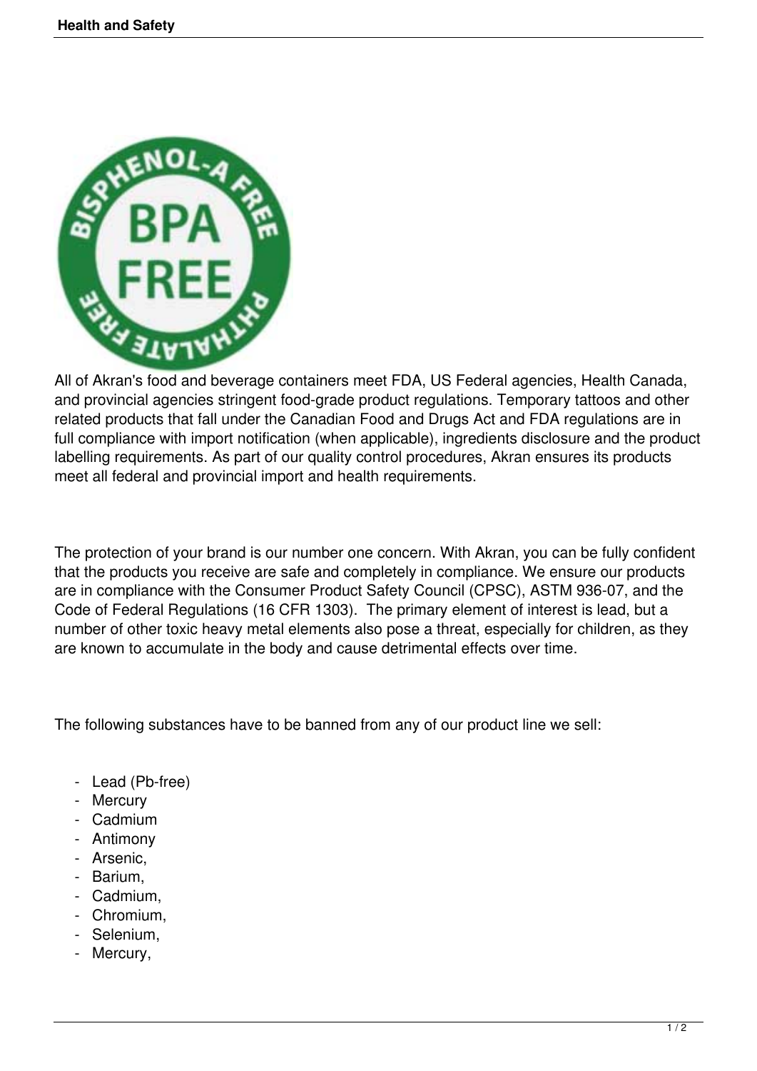All of Akran's food and beverage containers meet FDA, US Federal agencies, Health Canada, and provincial agencies stringent food-grade product regulations. Temporary tattoos and other related products that fall under the Canadian Food and Drugs Act and FDA regulations are in full compliance with import notification (when applicable), ingredients disclosure and the product labelling requirements. As part of our quality control procedures, Akran ensures its products meet all federal and provincial import and health requirements.

The protection of your brand is our number one concern. With Akran, you can be fully confident that the products you receive are safe and completely in compliance. We ensure our products are in compliance with the Consumer Product Safety Council (CPSC), ASTM 936-07, and the Code of Federal Regulations (16 CFR 1303). The primary element of interest is lead, but a number of other toxic heavy metal elements also pose a threat, especially for children, as they are known to accumulate in the body and cause detrimental effects over time.

The following substances have to be banned from any of our product line we sell:

- Lead (Pb-free)
- Mercury
- Cadmium
- Antimony
- Arsenic,
- Barium,
- Cadmium,
- Chromium,
- Selenium,
- Mercury,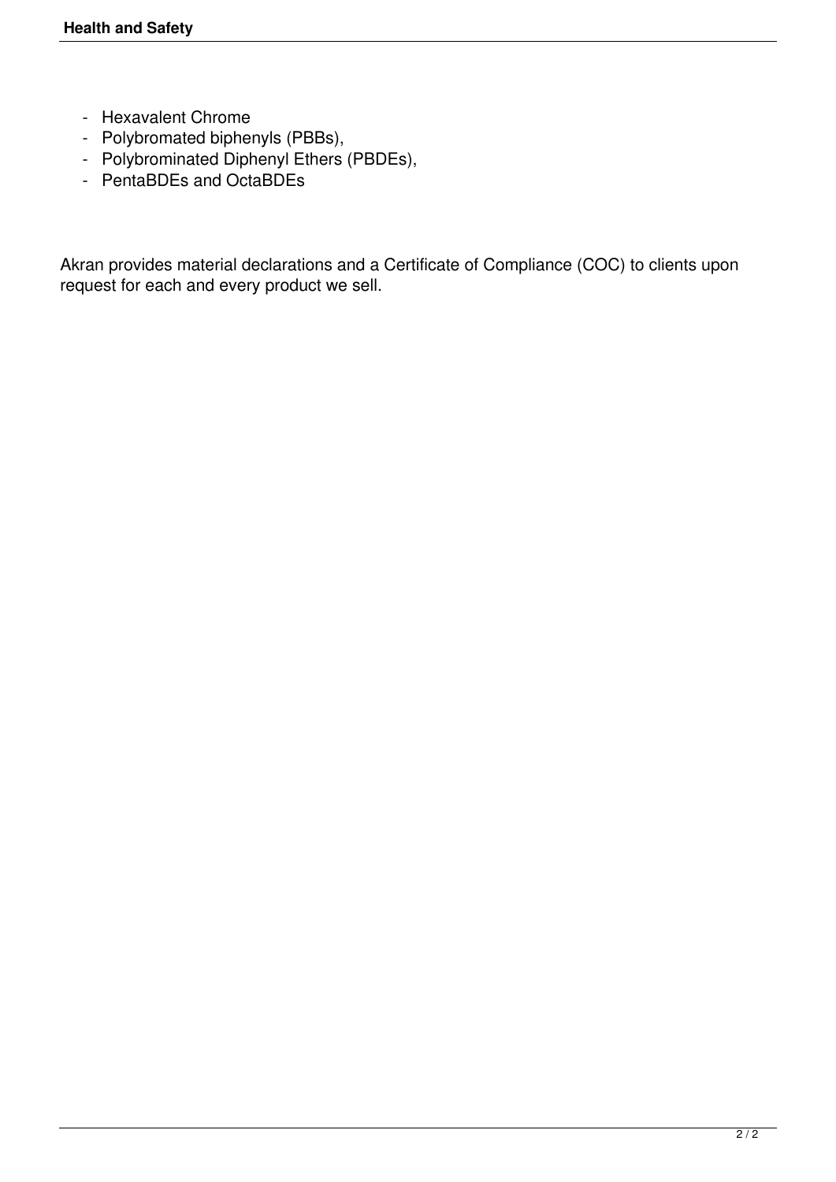- Hexavalent Chrome
- Polybromated biphenyls (PBBs),
- Polybrominated Diphenyl Ethers (PBDEs),
- PentaBDEs and OctaBDEs

Akran provides material declarations and a Certificate of Compliance (COC) to clients upon request for each and every product we sell.